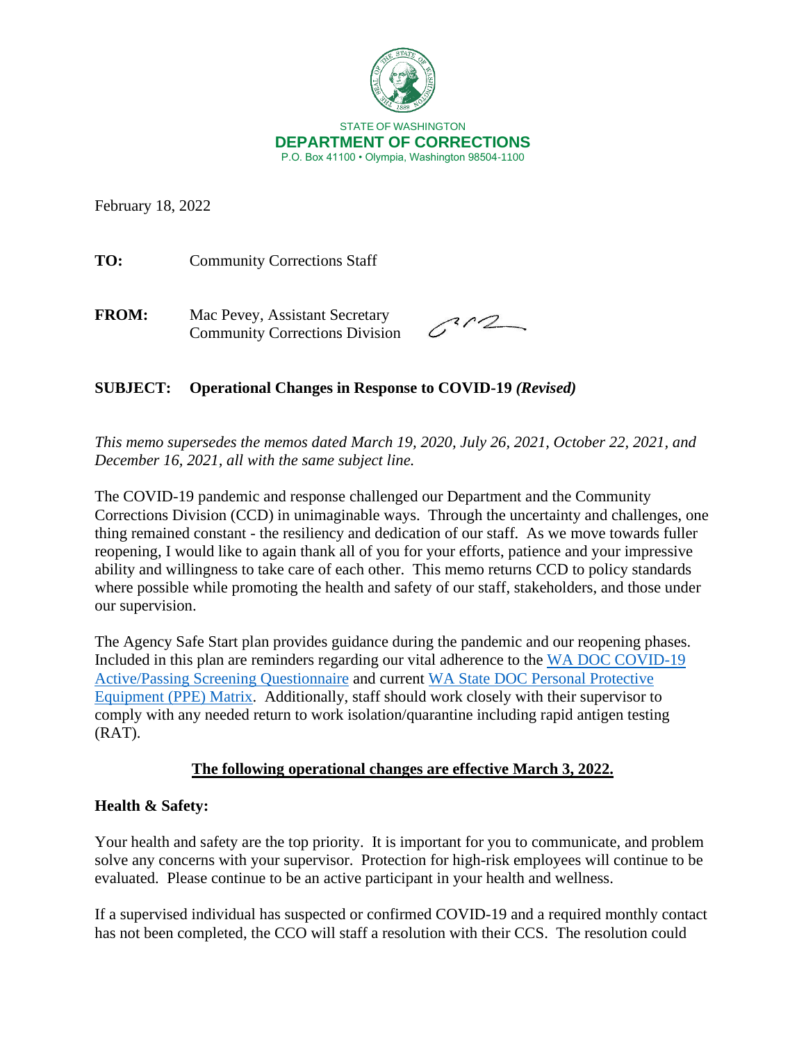STATE OF WASHINGTON
**DEPARTMENT OF CORRECTIONS**
P.O. Box 41100 • Olympia, Washington 98504-1100

February 18, 2022

**TO:** Community Corrections Staff

**FROM:** Mac Pevey, Assistant Secretary
Community Corrections Division

**SUBJECT: Operational Changes in Response to COVID-19 *(Revised)***

*This memo supersedes the memos dated March 19, 2020, July 26, 2021, October 22, 2021, and December 16, 2021, all with the same subject line.*

The COVID-19 pandemic and response challenged our Department and the Community Corrections Division (CCD) in unimaginable ways. Through the uncertainty and challenges, one thing remained constant - the resiliency and dedication of our staff. As we move towards fuller reopening, I would like to again thank all of you for your efforts, patience and your impressive ability and willingness to take care of each other. This memo returns CCD to policy standards where possible while promoting the health and safety of our staff, stakeholders, and those under our supervision.

The Agency Safe Start plan provides guidance during the pandemic and our reopening phases. Included in this plan are reminders regarding our vital adherence to the [WA DOC COVID-19 Active/Passing Screening Questionnaire]() and current [WA State DOC Personal Protective Equipment (PPE) Matrix](). Additionally, staff should work closely with their supervisor to comply with any needed return to work isolation/quarantine including rapid antigen testing (RAT).

**The following operational changes are effective March 3, 2022.**

**Health & Safety:**

Your health and safety are the top priority. It is important for you to communicate, and problem solve any concerns with your supervisor. Protection for high-risk employees will continue to be evaluated. Please continue to be an active participant in your health and wellness.

If a supervised individual has suspected or confirmed COVID-19 and a required monthly contact has not been completed, the CCO will staff a resolution with their CCS. The resolution could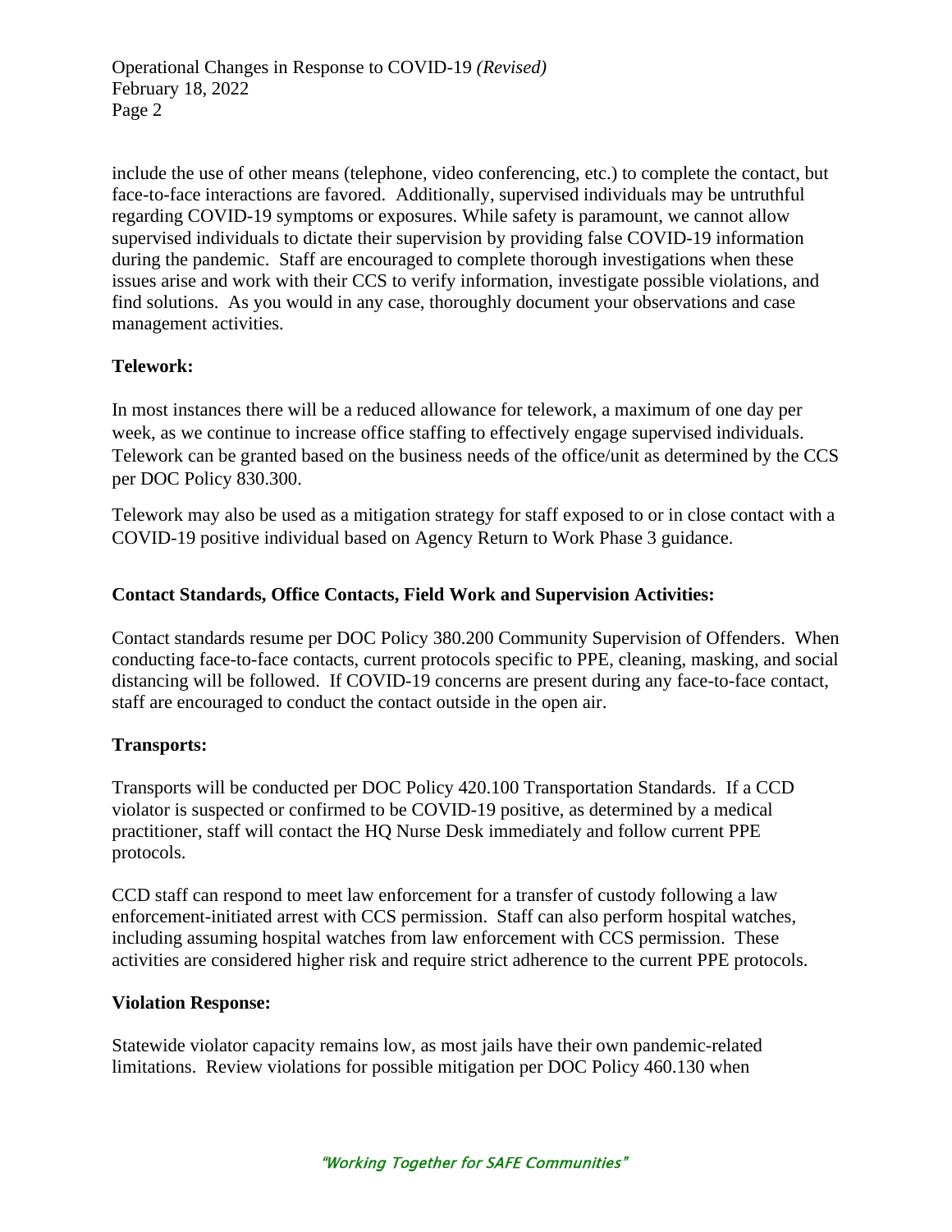include the use of other means (telephone, video conferencing, etc.) to complete the contact, but face-to-face interactions are favored. Additionally, supervised individuals may be untruthful regarding COVID-19 symptoms or exposures. While safety is paramount, we cannot allow supervised individuals to dictate their supervision by providing false COVID-19 information during the pandemic. Staff are encouraged to complete thorough investigations when these issues arise and work with their CCS to verify information, investigate possible violations, and find solutions. As you would in any case, thoroughly document your observations and case management activities.

**Telework:**

In most instances there will be a reduced allowance for telework, a maximum of one day per week, as we continue to increase office staffing to effectively engage supervised individuals. Telework can be granted based on the business needs of the office/unit as determined by the CCS per DOC Policy 830.300.

Telework may also be used as a mitigation strategy for staff exposed to or in close contact with a COVID-19 positive individual based on Agency Return to Work Phase 3 guidance.

**Contact Standards, Office Contacts, Field Work and Supervision Activities:**

Contact standards resume per DOC Policy 380.200 Community Supervision of Offenders. When conducting face-to-face contacts, current protocols specific to PPE, cleaning, masking, and social distancing will be followed. If COVID-19 concerns are present during any face-to-face contact, staff are encouraged to conduct the contact outside in the open air.

**Transports:**

Transports will be conducted per DOC Policy 420.100 Transportation Standards. If a CCD violator is suspected or confirmed to be COVID-19 positive, as determined by a medical practitioner, staff will contact the HQ Nurse Desk immediately and follow current PPE protocols.

CCD staff can respond to meet law enforcement for a transfer of custody following a law enforcement-initiated arrest with CCS permission. Staff can also perform hospital watches, including assuming hospital watches from law enforcement with CCS permission. These activities are considered higher risk and require strict adherence to the current PPE protocols.

**Violation Response:**

Statewide violator capacity remains low, as most jails have their own pandemic-related limitations. Review violations for possible mitigation per DOC Policy 460.130 when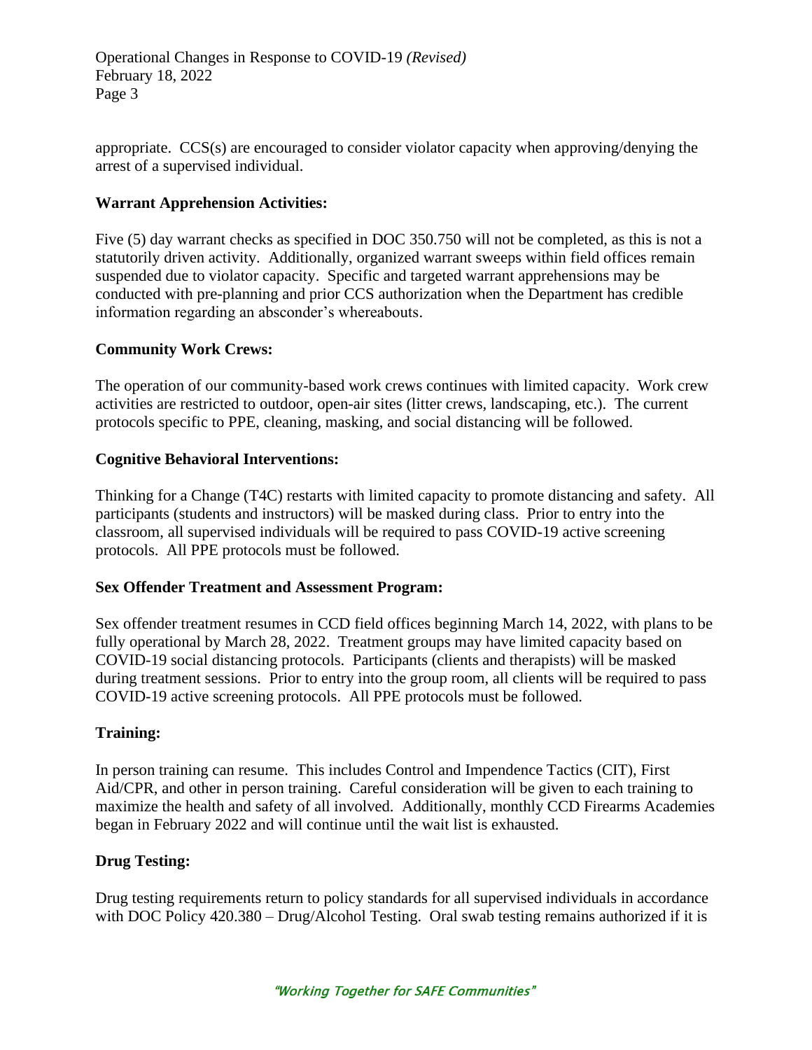appropriate. CCS(s) are encouraged to consider violator capacity when approving/denying the arrest of a supervised individual.

**Warrant Apprehension Activities:**

Five (5) day warrant checks as specified in DOC 350.750 will not be completed, as this is not a statutorily driven activity. Additionally, organized warrant sweeps within field offices remain suspended due to violator capacity. Specific and targeted warrant apprehensions may be conducted with pre-planning and prior CCS authorization when the Department has credible information regarding an absconder's whereabouts.

**Community Work Crews:**

The operation of our community-based work crews continues with limited capacity. Work crew activities are restricted to outdoor, open-air sites (litter crews, landscaping, etc.). The current protocols specific to PPE, cleaning, masking, and social distancing will be followed.

**Cognitive Behavioral Interventions:**

Thinking for a Change (T4C) restarts with limited capacity to promote distancing and safety. All participants (students and instructors) will be masked during class. Prior to entry into the classroom, all supervised individuals will be required to pass COVID-19 active screening protocols. All PPE protocols must be followed.

**Sex Offender Treatment and Assessment Program:**

Sex offender treatment resumes in CCD field offices beginning March 14, 2022, with plans to be fully operational by March 28, 2022. Treatment groups may have limited capacity based on COVID-19 social distancing protocols. Participants (clients and therapists) will be masked during treatment sessions. Prior to entry into the group room, all clients will be required to pass COVID-19 active screening protocols. All PPE protocols must be followed.

**Training:**

In person training can resume. This includes Control and Impendence Tactics (CIT), First Aid/CPR, and other in person training. Careful consideration will be given to each training to maximize the health and safety of all involved. Additionally, monthly CCD Firearms Academies began in February 2022 and will continue until the wait list is exhausted.

**Drug Testing:**

Drug testing requirements return to policy standards for all supervised individuals in accordance with DOC Policy 420.380 – Drug/Alcohol Testing. Oral swab testing remains authorized if it is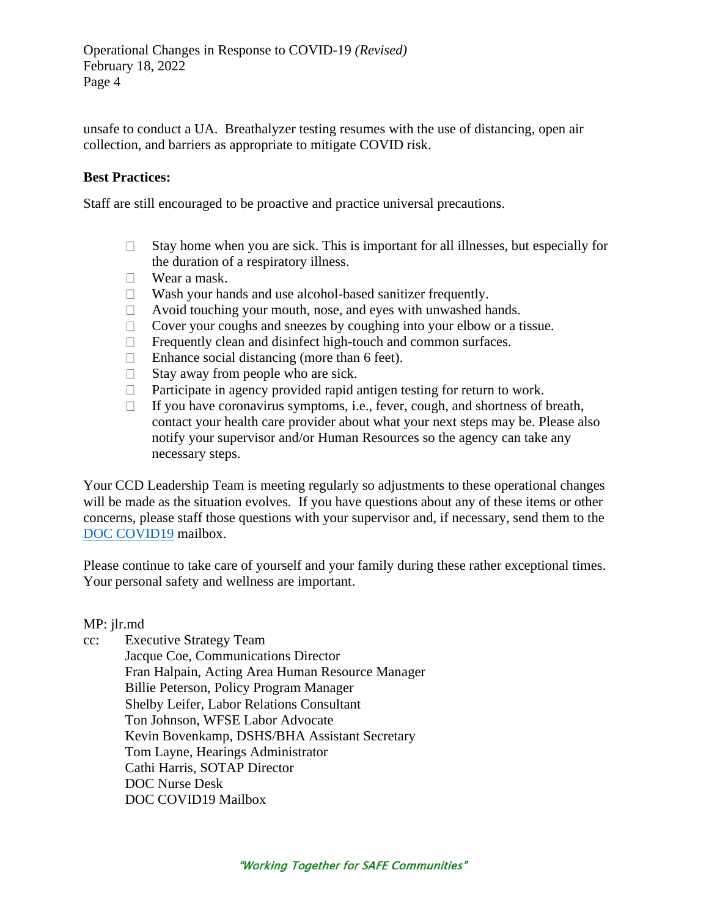unsafe to conduct a UA. Breathalyzer testing resumes with the use of distancing, open air collection, and barriers as appropriate to mitigate COVID risk.

**Best Practices:**

Staff are still encouraged to be proactive and practice universal precautions.

- Stay home when you are sick. This is important for all illnesses, but especially for the duration of a respiratory illness.
- Wear a mask.
- Wash your hands and use alcohol-based sanitizer frequently.
- Avoid touching your mouth, nose, and eyes with unwashed hands.
- Cover your coughs and sneezes by coughing into your elbow or a tissue.
- Frequently clean and disinfect high-touch and common surfaces.
- Enhance social distancing (more than 6 feet).
- Stay away from people who are sick.
- Participate in agency provided rapid antigen testing for return to work.
- If you have coronavirus symptoms, i.e., fever, cough, and shortness of breath, contact your health care provider about what your next steps may be. Please also notify your supervisor and/or Human Resources so the agency can take any necessary steps.

Your CCD Leadership Team is meeting regularly so adjustments to these operational changes will be made as the situation evolves. If you have questions about any of these items or other concerns, please staff those questions with your supervisor and, if necessary, send them to the DOC COVID19 mailbox.

Please continue to take care of yourself and your family during these rather exceptional times. Your personal safety and wellness are important.

MP: jlr.md

cc: Executive Strategy Team
Jacque Coe, Communications Director
Fran Halpain, Acting Area Human Resource Manager
Billie Peterson, Policy Program Manager
Shelby Leifer, Labor Relations Consultant
Ton Johnson, WFSE Labor Advocate
Kevin Bovenkamp, DSHS/BHA Assistant Secretary
Tom Layne, Hearings Administrator
Cathi Harris, SOTAP Director
DOC Nurse Desk
DOC COVID19 Mailbox